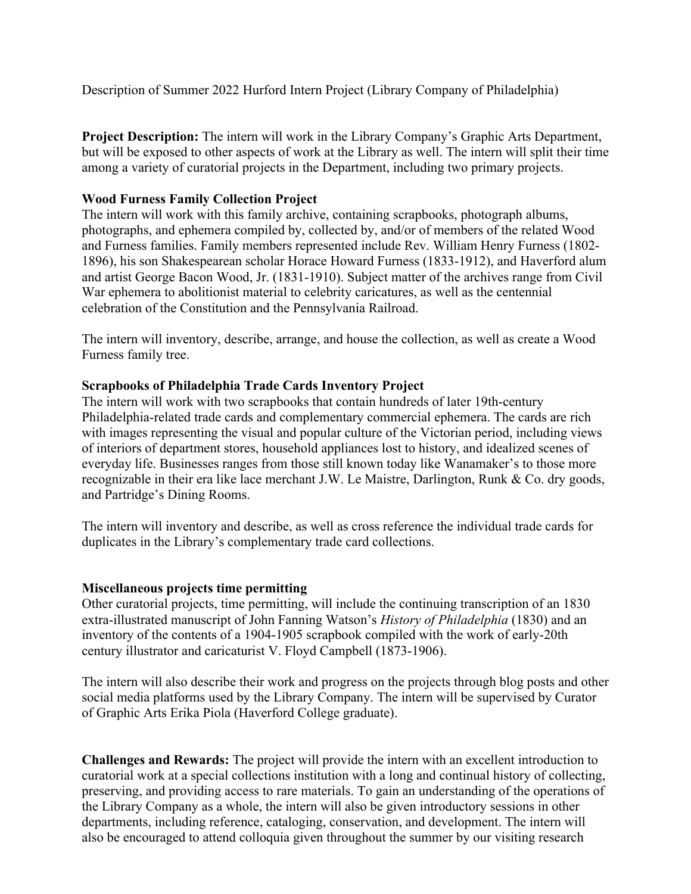Description of Summer 2022 Hurford Intern Project (Library Company of Philadelphia)

**Project Description:** The intern will work in the Library Company's Graphic Arts Department, but will be exposed to other aspects of work at the Library as well. The intern will split their time among a variety of curatorial projects in the Department, including two primary projects.

**Wood Furness Family Collection Project**

The intern will work with this family archive, containing scrapbooks, photograph albums, photographs, and ephemera compiled by, collected by, and/or of members of the related Wood and Furness families. Family members represented include Rev. William Henry Furness (1802-1896), his son Shakespearean scholar Horace Howard Furness (1833-1912), and Haverford alum and artist George Bacon Wood, Jr. (1831-1910). Subject matter of the archives range from Civil War ephemera to abolitionist material to celebrity caricatures, as well as the centennial celebration of the Constitution and the Pennsylvania Railroad.

The intern will inventory, describe, arrange, and house the collection, as well as create a Wood Furness family tree.

**Scrapbooks of Philadelphia Trade Cards Inventory Project**

The intern will work with two scrapbooks that contain hundreds of later 19th-century Philadelphia-related trade cards and complementary commercial ephemera. The cards are rich with images representing the visual and popular culture of the Victorian period, including views of interiors of department stores, household appliances lost to history, and idealized scenes of everyday life. Businesses ranges from those still known today like Wanamaker's to those more recognizable in their era like lace merchant J.W. Le Maistre, Darlington, Runk & Co. dry goods, and Partridge's Dining Rooms.

The intern will inventory and describe, as well as cross reference the individual trade cards for duplicates in the Library's complementary trade card collections.

**Miscellaneous projects time permitting**

Other curatorial projects, time permitting, will include the continuing transcription of an 1830 extra-illustrated manuscript of John Fanning Watson's *History of Philadelphia* (1830) and an inventory of the contents of a 1904-1905 scrapbook compiled with the work of early-20th century illustrator and caricaturist V. Floyd Campbell (1873-1906).

The intern will also describe their work and progress on the projects through blog posts and other social media platforms used by the Library Company. The intern will be supervised by Curator of Graphic Arts Erika Piola (Haverford College graduate).

**Challenges and Rewards:** The project will provide the intern with an excellent introduction to curatorial work at a special collections institution with a long and continual history of collecting, preserving, and providing access to rare materials. To gain an understanding of the operations of the Library Company as a whole, the intern will also be given introductory sessions in other departments, including reference, cataloging, conservation, and development. The intern will also be encouraged to attend colloquia given throughout the summer by our visiting research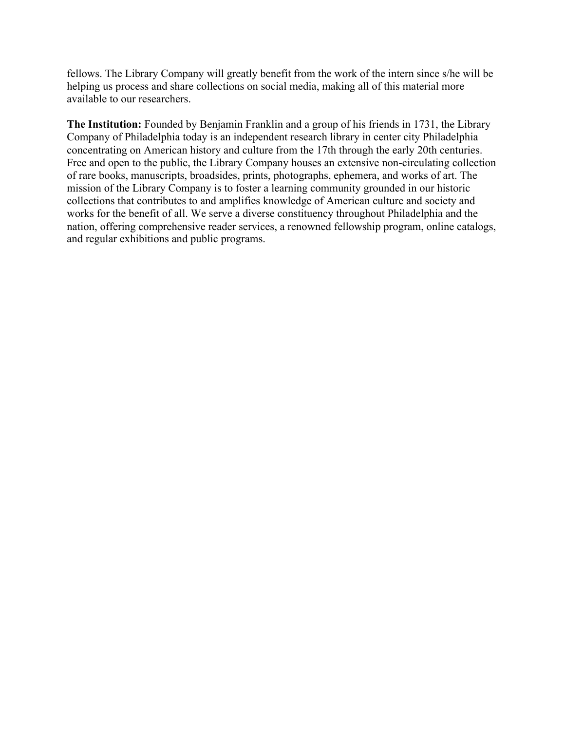fellows. The Library Company will greatly benefit from the work of the intern since s/he will be helping us process and share collections on social media, making all of this material more available to our researchers.

**The Institution:** Founded by Benjamin Franklin and a group of his friends in 1731, the Library Company of Philadelphia today is an independent research library in center city Philadelphia concentrating on American history and culture from the 17th through the early 20th centuries. Free and open to the public, the Library Company houses an extensive non-circulating collection of rare books, manuscripts, broadsides, prints, photographs, ephemera, and works of art. The mission of the Library Company is to foster a learning community grounded in our historic collections that contributes to and amplifies knowledge of American culture and society and works for the benefit of all. We serve a diverse constituency throughout Philadelphia and the nation, offering comprehensive reader services, a renowned fellowship program, online catalogs, and regular exhibitions and public programs.